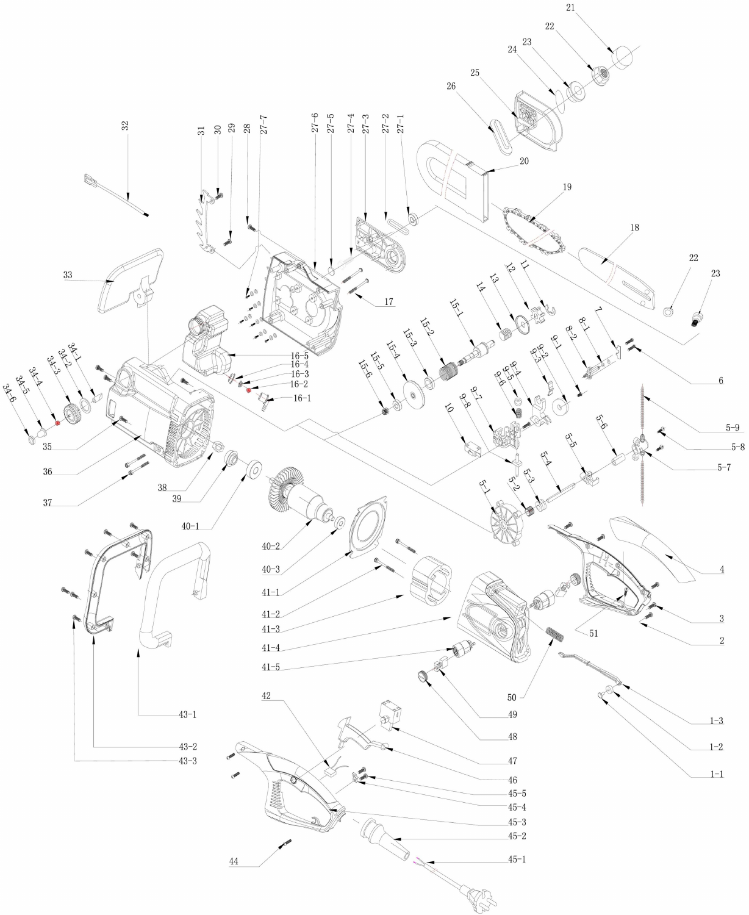21 22 23 24 25 26 20 19 18 22 23

32 31 30 29 28 27-7 27-6 27-5 27-4 27-3 27-2 27-1

33 17 16-5 16-4 16-3 16-2 16-1

34-1 34-2 34-3 34-4 34-5 34-6

35 36 37 38 39 40-1 40-2 40-3

15-6 15-5 15-4 15-3 15-2 15-1 14 13 12 11

10 9-8 9-7 9-6 9-5 9-4 9-3 9-2 9-1 8-2 8-1 7 6

5-1 5-2 5-3 5-4 5-5 5-6 5-7 5-8 5-9

41-1 41-2 41-3 41-4 41-5

4 3 2 51 50 49 48

1-1 1-2 1-3

43-1 43-2 43-3

42 47 46 45-5 45-4 45-3 45-2 45-1 44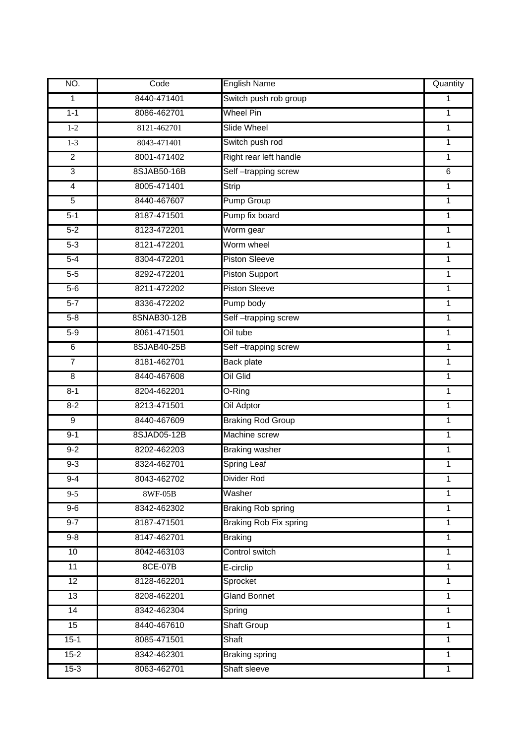| NO. | Code | English Name | Quantity |
|---|---|---|---|
| 1 | 8440-471401 | Switch push rob group | 1 |
| 1-1 | 8086-462701 | Wheel Pin | 1 |
| 1-2 | 8121-462701 | Slide Wheel | 1 |
| 1-3 | 8043-471401 | Switch push rod | 1 |
| 2 | 8001-471402 | Right rear left handle | 1 |
| 3 | 8SJAB50-16B | Self –trapping screw | 6 |
| 4 | 8005-471401 | Strip | 1 |
| 5 | 8440-467607 | Pump Group | 1 |
| 5-1 | 8187-471501 | Pump fix board | 1 |
| 5-2 | 8123-472201 | Worm gear | 1 |
| 5-3 | 8121-472201 | Worm wheel | 1 |
| 5-4 | 8304-472201 | Piston Sleeve | 1 |
| 5-5 | 8292-472201 | Piston Support | 1 |
| 5-6 | 8211-472202 | Piston Sleeve | 1 |
| 5-7 | 8336-472202 | Pump body | 1 |
| 5-8 | 8SNAB30-12B | Self –trapping screw | 1 |
| 5-9 | 8061-471501 | Oil tube | 1 |
| 6 | 8SJAB40-25B | Self –trapping screw | 1 |
| 7 | 8181-462701 | Back plate | 1 |
| 8 | 8440-467608 | Oil Glid | 1 |
| 8-1 | 8204-462201 | O-Ring | 1 |
| 8-2 | 8213-471501 | Oil Adptor | 1 |
| 9 | 8440-467609 | Braking Rod Group | 1 |
| 9-1 | 8SJAD05-12B | Machine screw | 1 |
| 9-2 | 8202-462203 | Braking washer | 1 |
| 9-3 | 8324-462701 | Spring Leaf | 1 |
| 9-4 | 8043-462702 | Divider Rod | 1 |
| 9-5 | 8WF-05B | Washer | 1 |
| 9-6 | 8342-462302 | Braking Rob spring | 1 |
| 9-7 | 8187-471501 | Braking Rob Fix spring | 1 |
| 9-8 | 8147-462701 | Braking | 1 |
| 10 | 8042-463103 | Control switch | 1 |
| 11 | 8CE-07B | E-circlip | 1 |
| 12 | 8128-462201 | Sprocket | 1 |
| 13 | 8208-462201 | Gland Bonnet | 1 |
| 14 | 8342-462304 | Spring | 1 |
| 15 | 8440-467610 | Shaft Group | 1 |
| 15-1 | 8085-471501 | Shaft | 1 |
| 15-2 | 8342-462301 | Braking spring | 1 |
| 15-3 | 8063-462701 | Shaft sleeve | 1 |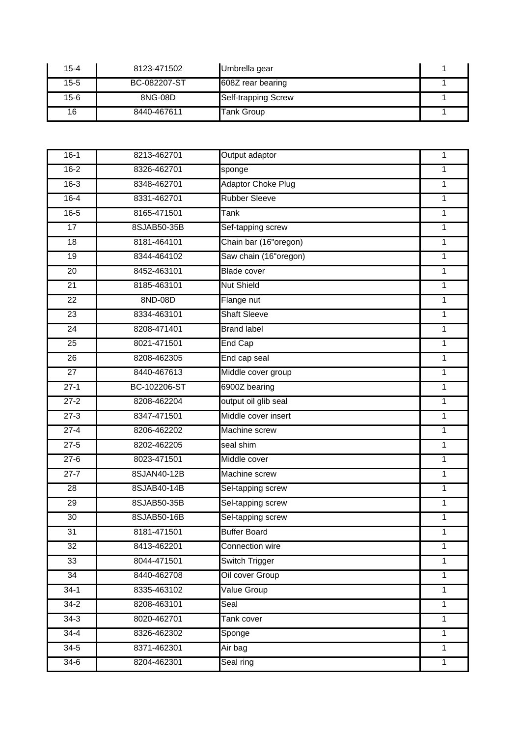| 15-4 | 8123-471502 | Umbrella gear | 1 |
|---|---|---|---|
| 15-5 | BC-082207-ST | 608Z rear bearing | 1 |
| 15-6 | 8NG-08D | Self-trapping Screw | 1 |
| 16 | 8440-467611 | Tank Group | 1 |

| 16-1 | 8213-462701 | Output adaptor | 1 |
|---|---|---|---|
| 16-2 | 8326-462701 | sponge | 1 |
| 16-3 | 8348-462701 | Adaptor Choke Plug | 1 |
| 16-4 | 8331-462701 | Rubber Sleeve | 1 |
| 16-5 | 8165-471501 | Tank | 1 |
| 17 | 8SJAB50-35B | Sef-tapping screw | 1 |
| 18 | 8181-464101 | Chain bar (16"oregon) | 1 |
| 19 | 8344-464102 | Saw chain (16"oregon) | 1 |
| 20 | 8452-463101 | Blade cover | 1 |
| 21 | 8185-463101 | Nut Shield | 1 |
| 22 | 8ND-08D | Flange nut | 1 |
| 23 | 8334-463101 | Shaft Sleeve | 1 |
| 24 | 8208-471401 | Brand label | 1 |
| 25 | 8021-471501 | End Cap | 1 |
| 26 | 8208-462305 | End cap seal | 1 |
| 27 | 8440-467613 | Middle cover group | 1 |
| 27-1 | BC-102206-ST | 6900Z bearing | 1 |
| 27-2 | 8208-462204 | output oil glib seal | 1 |
| 27-3 | 8347-471501 | Middle cover insert | 1 |
| 27-4 | 8206-462202 | Machine screw | 1 |
| 27-5 | 8202-462205 | seal shim | 1 |
| 27-6 | 8023-471501 | Middle cover | 1 |
| 27-7 | 8SJAN40-12B | Machine screw | 1 |
| 28 | 8SJAB40-14B | Sel-tapping screw | 1 |
| 29 | 8SJAB50-35B | Sel-tapping screw | 1 |
| 30 | 8SJAB50-16B | Sel-tapping screw | 1 |
| 31 | 8181-471501 | Buffer Board | 1 |
| 32 | 8413-462201 | Connection wire | 1 |
| 33 | 8044-471501 | Switch Trigger | 1 |
| 34 | 8440-462708 | Oil cover Group | 1 |
| 34-1 | 8335-463102 | Value Group | 1 |
| 34-2 | 8208-463101 | Seal | 1 |
| 34-3 | 8020-462701 | Tank cover | 1 |
| 34-4 | 8326-462302 | Sponge | 1 |
| 34-5 | 8371-462301 | Air bag | 1 |
| 34-6 | 8204-462301 | Seal ring | 1 |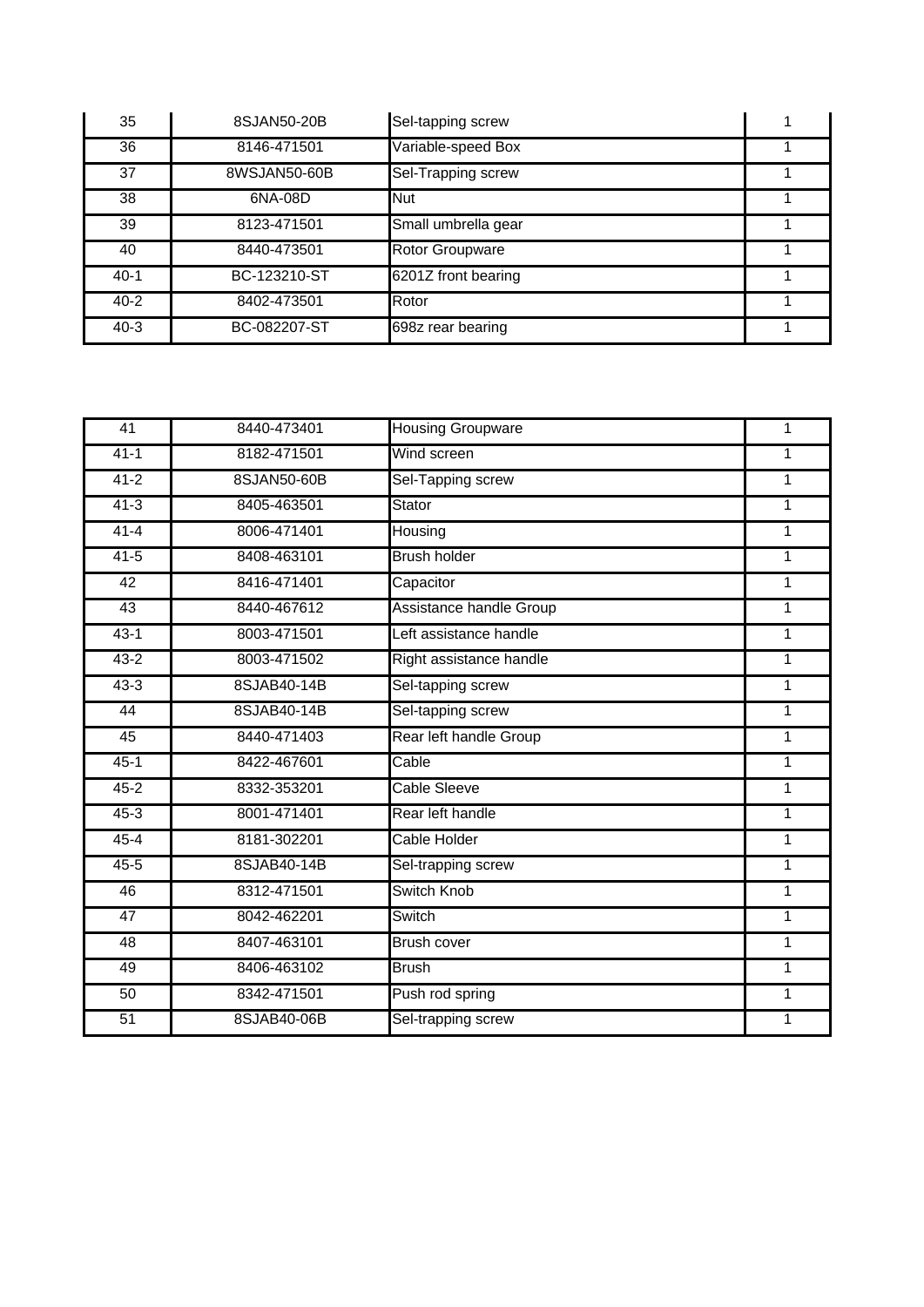| | | | |
|---|---|---|---|
| 35 | 8SJAN50-20B | Sel-tapping screw | 1 |
| 36 | 8146-471501 | Variable-speed Box | 1 |
| 37 | 8WSJAN50-60B | Sel-Trapping screw | 1 |
| 38 | 6NA-08D | Nut | 1 |
| 39 | 8123-471501 | Small umbrella gear | 1 |
| 40 | 8440-473501 | Rotor Groupware | 1 |
| 40-1 | BC-123210-ST | 6201Z front bearing | 1 |
| 40-2 | 8402-473501 | Rotor | 1 |
| 40-3 | BC-082207-ST | 698z rear bearing | 1 |

| | | | |
|---|---|---|---|
| 41 | 8440-473401 | Housing Groupware | 1 |
| 41-1 | 8182-471501 | Wind screen | 1 |
| 41-2 | 8SJAN50-60B | Sel-Tapping screw | 1 |
| 41-3 | 8405-463501 | Stator | 1 |
| 41-4 | 8006-471401 | Housing | 1 |
| 41-5 | 8408-463101 | Brush holder | 1 |
| 42 | 8416-471401 | Capacitor | 1 |
| 43 | 8440-467612 | Assistance handle Group | 1 |
| 43-1 | 8003-471501 | Left assistance handle | 1 |
| 43-2 | 8003-471502 | Right assistance handle | 1 |
| 43-3 | 8SJAB40-14B | Sel-tapping screw | 1 |
| 44 | 8SJAB40-14B | Sel-tapping screw | 1 |
| 45 | 8440-471403 | Rear left handle Group | 1 |
| 45-1 | 8422-467601 | Cable | 1 |
| 45-2 | 8332-353201 | Cable Sleeve | 1 |
| 45-3 | 8001-471401 | Rear left handle | 1 |
| 45-4 | 8181-302201 | Cable Holder | 1 |
| 45-5 | 8SJAB40-14B | Sel-trapping screw | 1 |
| 46 | 8312-471501 | Switch Knob | 1 |
| 47 | 8042-462201 | Switch | 1 |
| 48 | 8407-463101 | Brush cover | 1 |
| 49 | 8406-463102 | Brush | 1 |
| 50 | 8342-471501 | Push rod spring | 1 |
| 51 | 8SJAB40-06B | Sel-trapping screw | 1 |